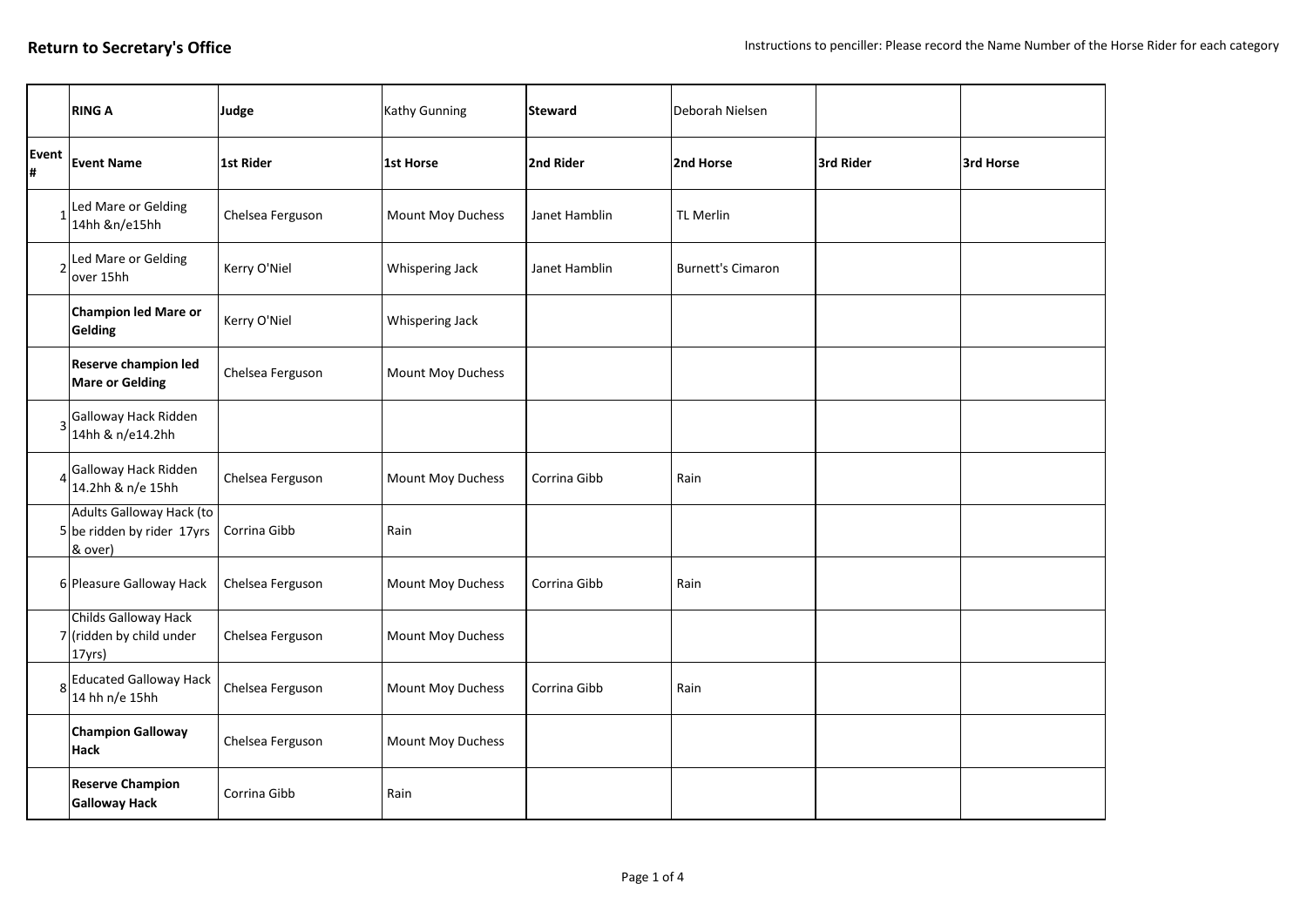**Return to Secretary's Office**

Instructions to penciller: Please record the Name Number of the Horse Rider for each category

| | RING A | Judge | Kathy Gunning | Steward | Deborah Nielsen | | |
|---|---|---|---|---|---|---|---|
| **Event #** | **Event Name** | **1st Rider** | **1st Horse** | **2nd Rider** | **2nd Horse** | **3rd Rider** | **3rd Horse** |
| 1 | Led Mare or Gelding 14hh &n/e15hh | Chelsea Ferguson | Mount Moy Duchess | Janet Hamblin | TL Merlin | | |
| 2 | Led Mare or Gelding over 15hh | Kerry O'Niel | Whispering Jack | Janet Hamblin | Burnett's Cimaron | | |
| | **Champion led Mare or Gelding** | Kerry O'Niel | Whispering Jack | | | | |
| | **Reserve champion led Mare or Gelding** | Chelsea Ferguson | Mount Moy Duchess | | | | |
| 3 | Galloway Hack Ridden 14hh & n/e14.2hh | | | | | | |
| 4 | Galloway Hack Ridden 14.2hh & n/e 15hh | Chelsea Ferguson | Mount Moy Duchess | Corrina Gibb | Rain | | |
| 5 | Adults Galloway Hack (to be ridden by rider 17yrs & over) | Corrina Gibb | Rain | | | | |
| 6 | Pleasure Galloway Hack | Chelsea Ferguson | Mount Moy Duchess | Corrina Gibb | Rain | | |
| 7 | Childs Galloway Hack (ridden by child under 17yrs) | Chelsea Ferguson | Mount Moy Duchess | | | | |
| 8 | Educated Galloway Hack 14 hh n/e 15hh | Chelsea Ferguson | Mount Moy Duchess | Corrina Gibb | Rain | | |
| | **Champion Galloway Hack** | Chelsea Ferguson | Mount Moy Duchess | | | | |
| | **Reserve Champion Galloway Hack** | Corrina Gibb | Rain | | | | |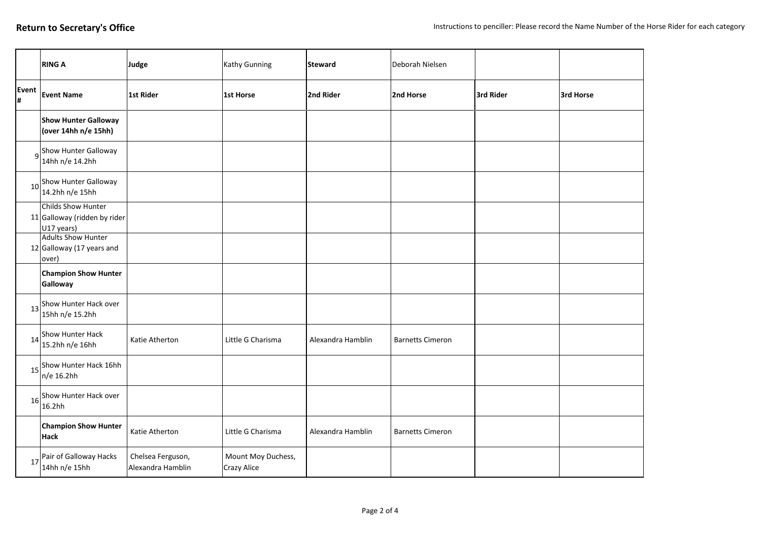**Return to Secretary's Office**

Instructions to penciller: Please record the Name Number of the Horse Rider for each category

| | **RING A** | **Judge** | Kathy Gunning | **Steward** | Deborah Nielsen | | |
|---|---|---|---|---|---|---|---|
| **Event #** | **Event Name** | **1st Rider** | **1st Horse** | **2nd Rider** | **2nd Horse** | **3rd Rider** | **3rd Horse** |
| | **Show Hunter Galloway (over 14hh n/e 15hh)** | | | | | | |
| 9 | Show Hunter Galloway 14hh n/e 14.2hh | | | | | | |
| 10 | Show Hunter Galloway 14.2hh n/e 15hh | | | | | | |
| 11 | Childs Show Hunter Galloway (ridden by rider U17 years) | | | | | | |
| 12 | Adults Show Hunter Galloway (17 years and over) | | | | | | |
| | **Champion Show Hunter Galloway** | | | | | | |
| 13 | Show Hunter Hack over 15hh n/e 15.2hh | | | | | | |
| 14 | Show Hunter Hack 15.2hh n/e 16hh | Katie Atherton | Little G Charisma | Alexandra Hamblin | Barnetts Cimeron | | |
| 15 | Show Hunter Hack 16hh n/e 16.2hh | | | | | | |
| 16 | Show Hunter Hack over 16.2hh | | | | | | |
| | **Champion Show Hunter Hack** | Katie Atherton | Little G Charisma | Alexandra Hamblin | Barnetts Cimeron | | |
| 17 | Pair of Galloway Hacks 14hh n/e 15hh | Chelsea Ferguson, Alexandra Hamblin | Mount Moy Duchess, Crazy Alice | | | | |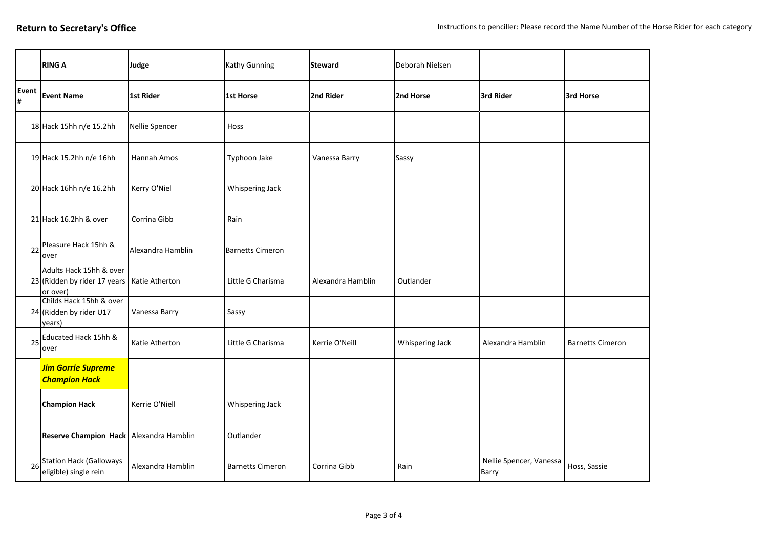**Return to Secretary's Office**

Instructions to penciller: Please record the Name Number of the Horse Rider for each category

| | **RING A** | **Judge** | Kathy Gunning | **Steward** | Deborah Nielsen | | |
|---|---|---|---|---|---|---|---|
| **Event #** | **Event Name** | **1st Rider** | **1st Horse** | **2nd Rider** | **2nd Horse** | **3rd Rider** | **3rd Horse** |
| 18 | Hack 15hh n/e 15.2hh | Nellie Spencer | Hoss | | | | |
| 19 | Hack 15.2hh n/e 16hh | Hannah Amos | Typhoon Jake | Vanessa Barry | Sassy | | |
| 20 | Hack 16hh n/e 16.2hh | Kerry O'Niel | Whispering Jack | | | | |
| 21 | Hack 16.2hh & over | Corrina Gibb | Rain | | | | |
| 22 | Pleasure Hack 15hh & over | Alexandra Hamblin | Barnetts Cimeron | | | | |
| 23 | Adults Hack 15hh & over (Ridden by rider 17 years or over) | Katie Atherton | Little G Charisma | Alexandra Hamblin | Outlander | | |
| 24 | Childs Hack 15hh & over (Ridden by rider U17 years) | Vanessa Barry | Sassy | | | | |
| 25 | Educated Hack 15hh & over | Katie Atherton | Little G Charisma | Kerrie O'Neill | Whispering Jack | Alexandra Hamblin | Barnetts Cimeron |
| | ***Jim Gorrie Supreme Champion Hack*** | | | | | | |
| | **Champion Hack** | Kerrie O'Niell | Whispering Jack | | | | |
| | **Reserve Champion Hack** | Alexandra Hamblin | Outlander | | | | |
| 26 | Station Hack (Galloways eligible) single rein | Alexandra Hamblin | Barnetts Cimeron | Corrina Gibb | Rain | Nellie Spencer, Vanessa Barry | Hoss, Sassie |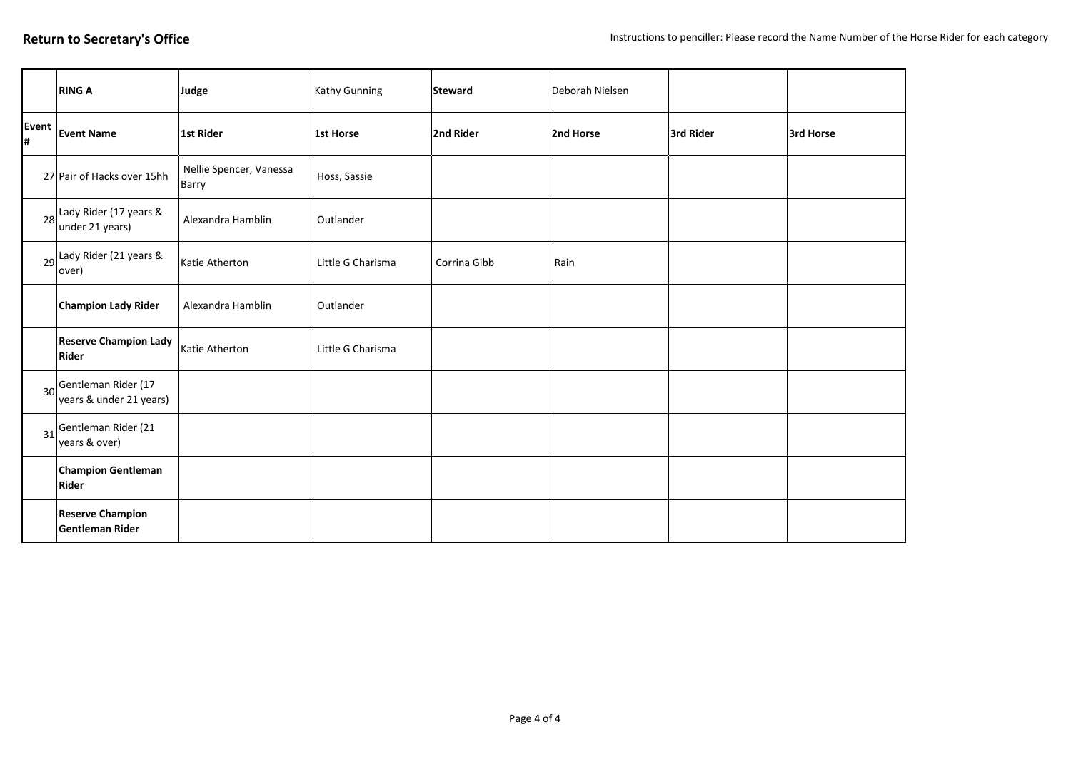**Return to Secretary's Office**

Instructions to penciller: Please record the Name Number of the Horse Rider for each category

| | RING A | Judge | Kathy Gunning | Steward | Deborah Nielsen | | |
|---|---|---|---|---|---|---|---|
| **Event #** | **Event Name** | **1st Rider** | **1st Horse** | **2nd Rider** | **2nd Horse** | **3rd Rider** | **3rd Horse** |
| 27 | Pair of Hacks over 15hh | Nellie Spencer, Vanessa Barry | Hoss, Sassie | | | | |
| 28 | Lady Rider (17 years & under 21 years) | Alexandra Hamblin | Outlander | | | | |
| 29 | Lady Rider (21 years & over) | Katie Atherton | Little G Charisma | Corrina Gibb | Rain | | |
| | **Champion Lady Rider** | Alexandra Hamblin | Outlander | | | | |
| | **Reserve Champion Lady Rider** | Katie Atherton | Little G Charisma | | | | |
| 30 | Gentleman Rider (17 years & under 21 years) | | | | | | |
| 31 | Gentleman Rider (21 years & over) | | | | | | |
| | **Champion Gentleman Rider** | | | | | | |
| | **Reserve Champion Gentleman Rider** | | | | | | |